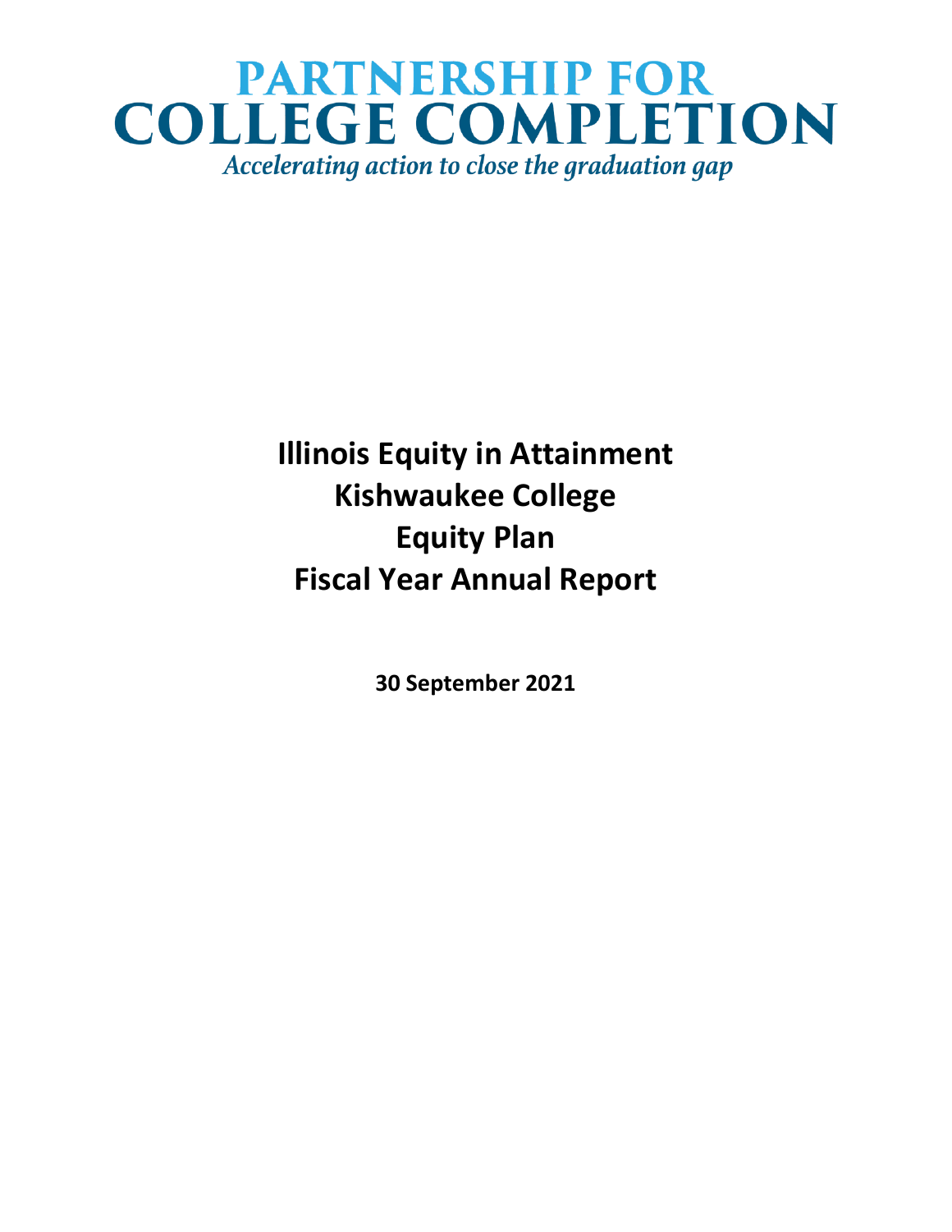# PARTNERSHIP FOR COLLEGE COMPLETION

*Accelerating action to close the graduation gap*

# Illinois Equity in Attainment
# Kishwaukee College
# Equity Plan
# Fiscal Year Annual Report

**30 September 2021**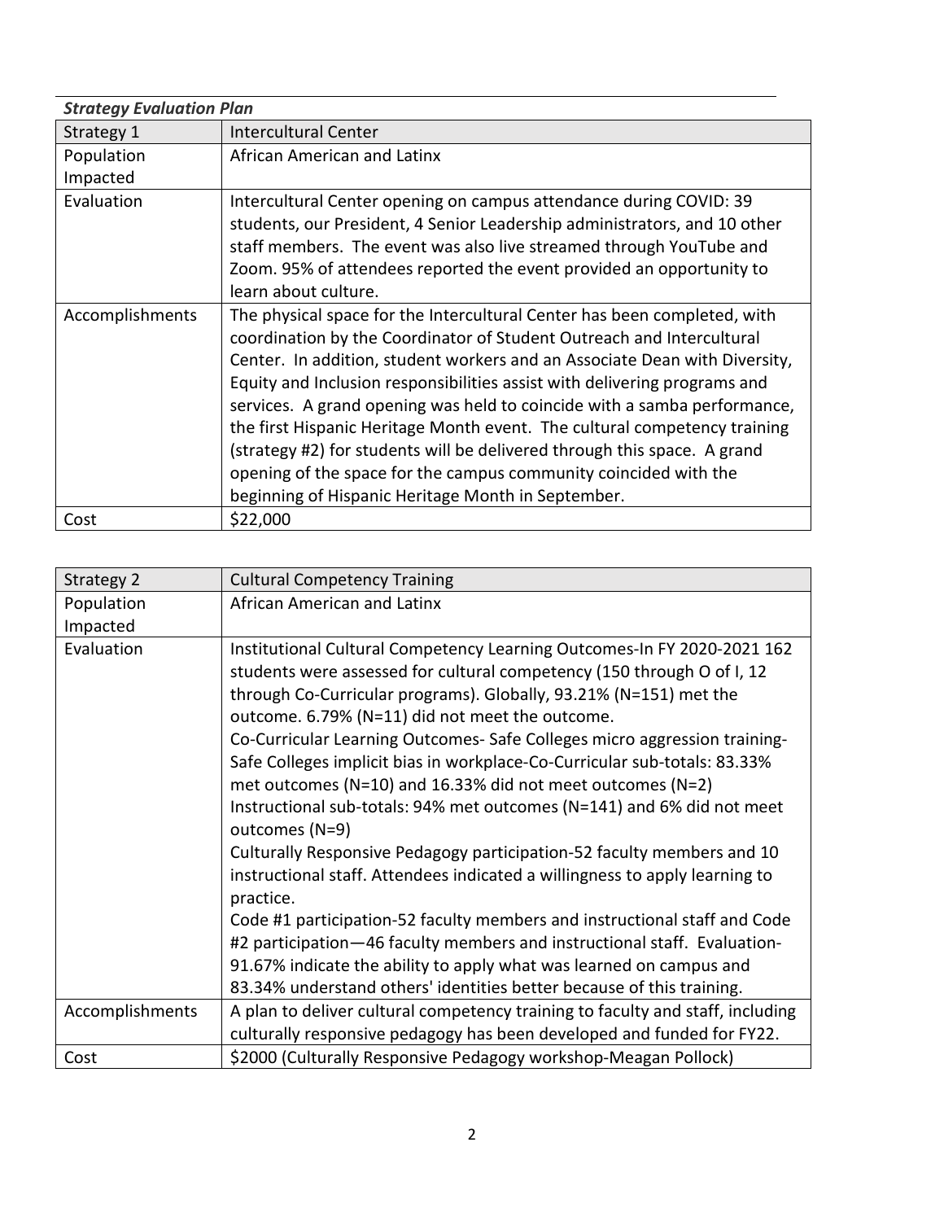***Strategy Evaluation Plan***

| Strategy 1 | Intercultural Center |
|---|---|
| Population Impacted | African American and Latinx |
| Evaluation | Intercultural Center opening on campus attendance during COVID: 39 students, our President, 4 Senior Leadership administrators, and 10 other staff members. The event was also live streamed through YouTube and Zoom. 95% of attendees reported the event provided an opportunity to learn about culture. |
| Accomplishments | The physical space for the Intercultural Center has been completed, with coordination by the Coordinator of Student Outreach and Intercultural Center. In addition, student workers and an Associate Dean with Diversity, Equity and Inclusion responsibilities assist with delivering programs and services. A grand opening was held to coincide with a samba performance, the first Hispanic Heritage Month event. The cultural competency training (strategy #2) for students will be delivered through this space. A grand opening of the space for the campus community coincided with the beginning of Hispanic Heritage Month in September. |
| Cost | $22,000 |

| Strategy 2 | Cultural Competency Training |
|---|---|
| Population Impacted | African American and Latinx |
| Evaluation | Institutional Cultural Competency Learning Outcomes-In FY 2020-2021 162 students were assessed for cultural competency (150 through O of I, 12 through Co-Curricular programs). Globally, 93.21% (N=151) met the outcome. 6.79% (N=11) did not meet the outcome.<br>Co-Curricular Learning Outcomes- Safe Colleges micro aggression training-Safe Colleges implicit bias in workplace-Co-Curricular sub-totals: 83.33% met outcomes (N=10) and 16.33% did not meet outcomes (N=2)<br>Instructional sub-totals: 94% met outcomes (N=141) and 6% did not meet outcomes (N=9)<br>Culturally Responsive Pedagogy participation-52 faculty members and 10 instructional staff. Attendees indicated a willingness to apply learning to practice.<br>Code #1 participation-52 faculty members and instructional staff and Code #2 participation—46 faculty members and instructional staff. Evaluation-91.67% indicate the ability to apply what was learned on campus and 83.34% understand others' identities better because of this training. |
| Accomplishments | A plan to deliver cultural competency training to faculty and staff, including culturally responsive pedagogy has been developed and funded for FY22. |
| Cost | $2000 (Culturally Responsive Pedagogy workshop-Meagan Pollock) |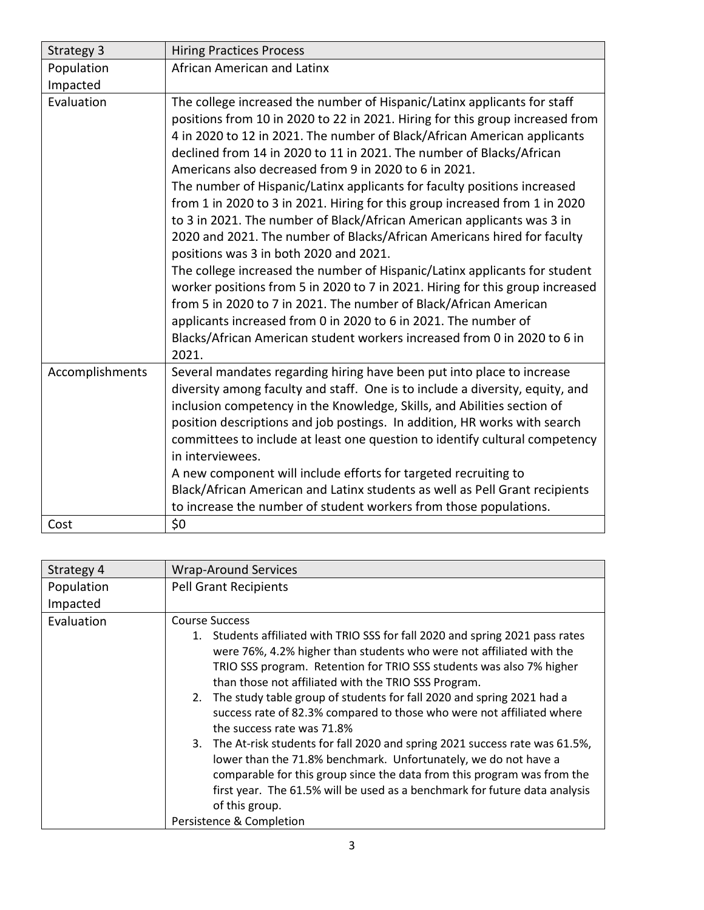| Strategy 3 | Hiring Practices Process |
| --- | --- |
| Population Impacted | African American and Latinx |
| Evaluation | The college increased the number of Hispanic/Latinx applicants for staff positions from 10 in 2020 to 22 in 2021. Hiring for this group increased from 4 in 2020 to 12 in 2021. The number of Black/African American applicants declined from 14 in 2020 to 11 in 2021. The number of Blacks/African Americans also decreased from 9 in 2020 to 6 in 2021.<br>The number of Hispanic/Latinx applicants for faculty positions increased from 1 in 2020 to 3 in 2021. Hiring for this group increased from 1 in 2020 to 3 in 2021. The number of Black/African American applicants was 3 in 2020 and 2021. The number of Blacks/African Americans hired for faculty positions was 3 in both 2020 and 2021.<br>The college increased the number of Hispanic/Latinx applicants for student worker positions from 5 in 2020 to 7 in 2021. Hiring for this group increased from 5 in 2020 to 7 in 2021. The number of Black/African American applicants increased from 0 in 2020 to 6 in 2021. The number of Blacks/African American student workers increased from 0 in 2020 to 6 in 2021. |
| Accomplishments | Several mandates regarding hiring have been put into place to increase diversity among faculty and staff. One is to include a diversity, equity, and inclusion competency in the Knowledge, Skills, and Abilities section of position descriptions and job postings. In addition, HR works with search committees to include at least one question to identify cultural competency in interviewees.<br>A new component will include efforts for targeted recruiting to Black/African American and Latinx students as well as Pell Grant recipients to increase the number of student workers from those populations. |
| Cost | $0 |

| Strategy 4 | Wrap-Around Services |
| --- | --- |
| Population Impacted | Pell Grant Recipients |
| Evaluation | Course Success<br>1. Students affiliated with TRIO SSS for fall 2020 and spring 2021 pass rates were 76%, 4.2% higher than students who were not affiliated with the TRIO SSS program. Retention for TRIO SSS students was also 7% higher than those not affiliated with the TRIO SSS Program.<br>2. The study table group of students for fall 2020 and spring 2021 had a success rate of 82.3% compared to those who were not affiliated where the success rate was 71.8%<br>3. The At-risk students for fall 2020 and spring 2021 success rate was 61.5%, lower than the 71.8% benchmark. Unfortunately, we do not have a comparable for this group since the data from this program was from the first year. The 61.5% will be used as a benchmark for future data analysis of this group.<br>Persistence & Completion |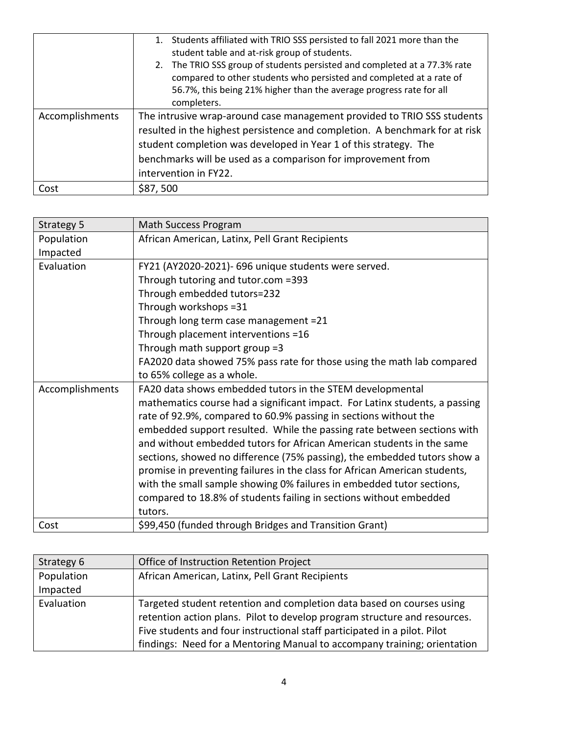| | |
|---|---|
| | 1. Students affiliated with TRIO SSS persisted to fall 2021 more than the student table and at-risk group of students.<br>2. The TRIO SSS group of students persisted and completed at a 77.3% rate compared to other students who persisted and completed at a rate of 56.7%, this being 21% higher than the average progress rate for all completers. |
| Accomplishments | The intrusive wrap-around case management provided to TRIO SSS students resulted in the highest persistence and completion. A benchmark for at risk student completion was developed in Year 1 of this strategy. The benchmarks will be used as a comparison for improvement from intervention in FY22. |
| Cost | $87, 500 |

| Strategy 5 | Math Success Program |
|---|---|
| Population Impacted | African American, Latinx, Pell Grant Recipients |
| Evaluation | FY21 (AY2020-2021)- 696 unique students were served.<br>Through tutoring and tutor.com =393<br>Through embedded tutors=232<br>Through workshops =31<br>Through long term case management =21<br>Through placement interventions =16<br>Through math support group =3<br>FA2020 data showed 75% pass rate for those using the math lab compared to 65% college as a whole. |
| Accomplishments | FA20 data shows embedded tutors in the STEM developmental mathematics course had a significant impact. For Latinx students, a passing rate of 92.9%, compared to 60.9% passing in sections without the embedded support resulted. While the passing rate between sections with and without embedded tutors for African American students in the same sections, showed no difference (75% passing), the embedded tutors show a promise in preventing failures in the class for African American students, with the small sample showing 0% failures in embedded tutor sections, compared to 18.8% of students failing in sections without embedded tutors. |
| Cost | $99,450 (funded through Bridges and Transition Grant) |

| Strategy 6 | Office of Instruction Retention Project |
|---|---|
| Population Impacted | African American, Latinx, Pell Grant Recipients |
| Evaluation | Targeted student retention and completion data based on courses using retention action plans. Pilot to develop program structure and resources. Five students and four instructional staff participated in a pilot. Pilot findings: Need for a Mentoring Manual to accompany training; orientation |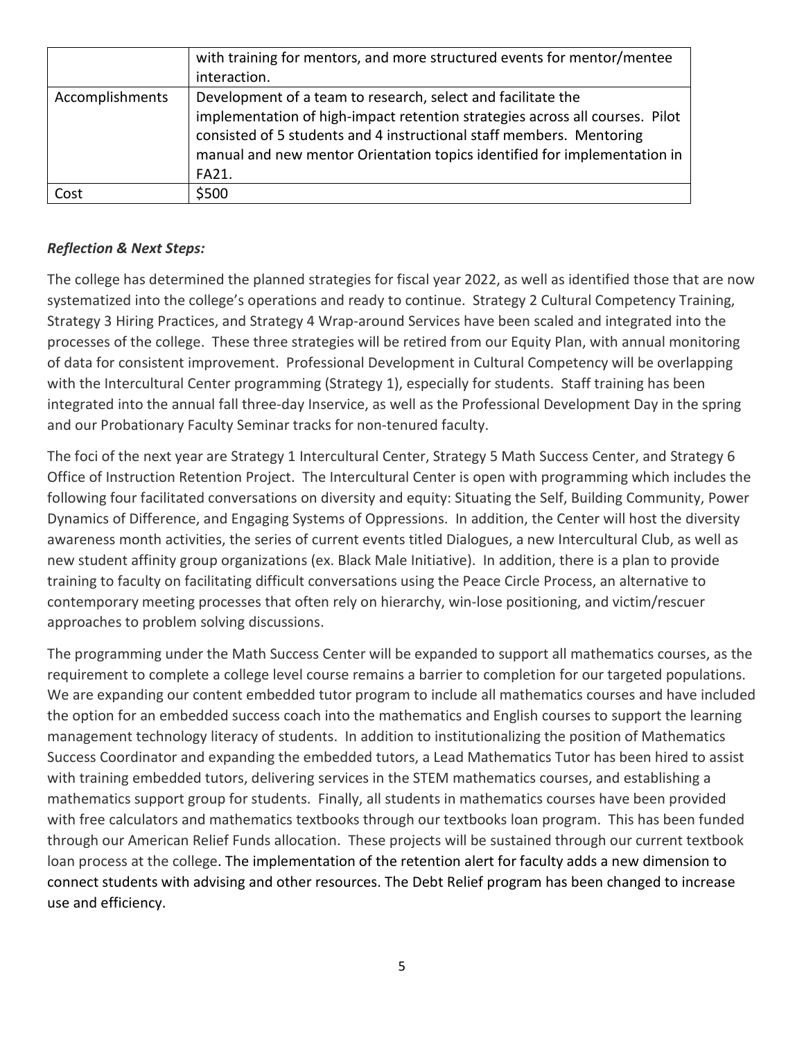|  |  |
| --- | --- |
|  | with training for mentors, and more structured events for mentor/mentee interaction. |
| Accomplishments | Development of a team to research, select and facilitate the implementation of high-impact retention strategies across all courses. Pilot consisted of 5 students and 4 instructional staff members. Mentoring manual and new mentor Orientation topics identified for implementation in FA21. |
| Cost | \$500 |

***Reflection & Next Steps:***

The college has determined the planned strategies for fiscal year 2022, as well as identified those that are now systematized into the college's operations and ready to continue. Strategy 2 Cultural Competency Training, Strategy 3 Hiring Practices, and Strategy 4 Wrap-around Services have been scaled and integrated into the processes of the college. These three strategies will be retired from our Equity Plan, with annual monitoring of data for consistent improvement. Professional Development in Cultural Competency will be overlapping with the Intercultural Center programming (Strategy 1), especially for students. Staff training has been integrated into the annual fall three-day Inservice, as well as the Professional Development Day in the spring and our Probationary Faculty Seminar tracks for non-tenured faculty.

The foci of the next year are Strategy 1 Intercultural Center, Strategy 5 Math Success Center, and Strategy 6 Office of Instruction Retention Project. The Intercultural Center is open with programming which includes the following four facilitated conversations on diversity and equity: Situating the Self, Building Community, Power Dynamics of Difference, and Engaging Systems of Oppressions. In addition, the Center will host the diversity awareness month activities, the series of current events titled Dialogues, a new Intercultural Club, as well as new student affinity group organizations (ex. Black Male Initiative). In addition, there is a plan to provide training to faculty on facilitating difficult conversations using the Peace Circle Process, an alternative to contemporary meeting processes that often rely on hierarchy, win-lose positioning, and victim/rescuer approaches to problem solving discussions.

The programming under the Math Success Center will be expanded to support all mathematics courses, as the requirement to complete a college level course remains a barrier to completion for our targeted populations. We are expanding our content embedded tutor program to include all mathematics courses and have included the option for an embedded success coach into the mathematics and English courses to support the learning management technology literacy of students. In addition to institutionalizing the position of Mathematics Success Coordinator and expanding the embedded tutors, a Lead Mathematics Tutor has been hired to assist with training embedded tutors, delivering services in the STEM mathematics courses, and establishing a mathematics support group for students. Finally, all students in mathematics courses have been provided with free calculators and mathematics textbooks through our textbooks loan program. This has been funded through our American Relief Funds allocation. These projects will be sustained through our current textbook loan process at the college. The implementation of the retention alert for faculty adds a new dimension to connect students with advising and other resources. The Debt Relief program has been changed to increase use and efficiency.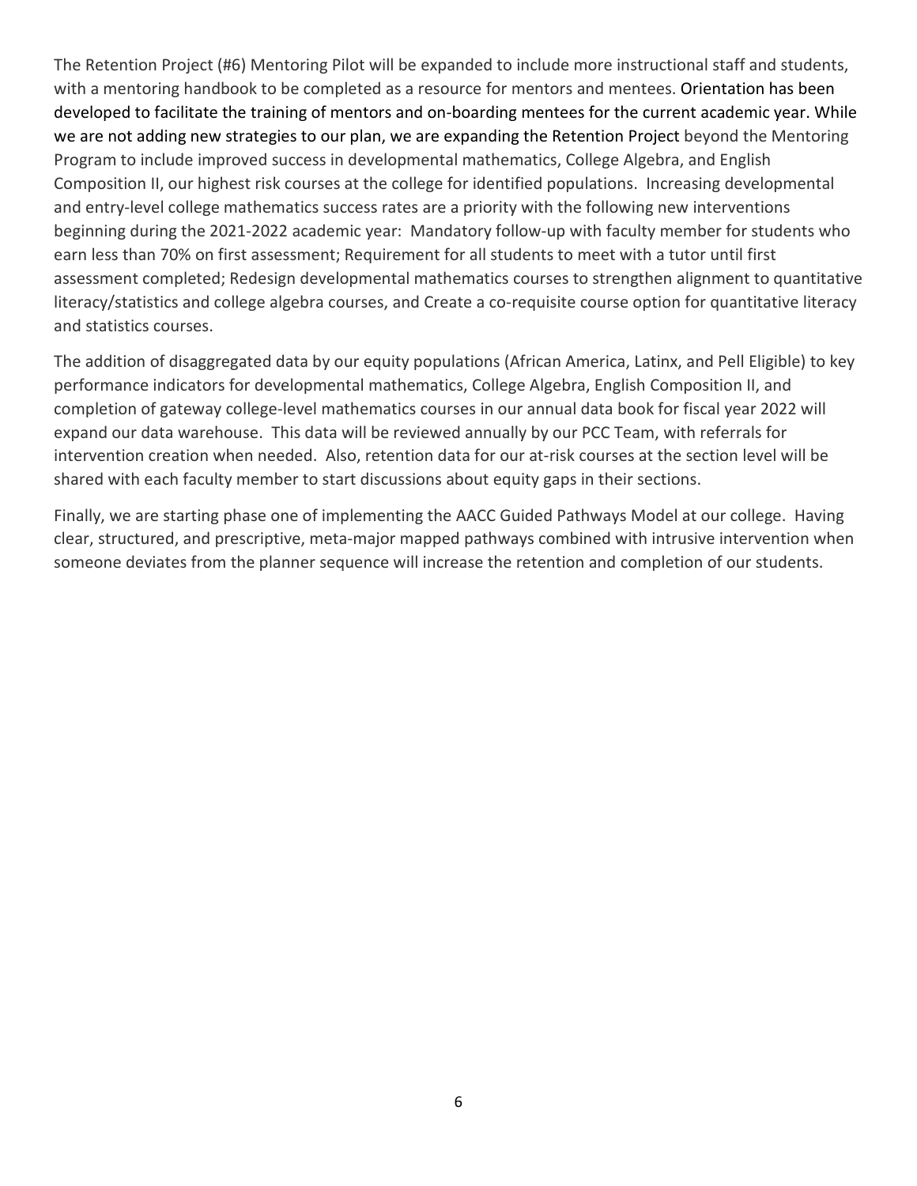The Retention Project (#6) Mentoring Pilot will be expanded to include more instructional staff and students, with a mentoring handbook to be completed as a resource for mentors and mentees. Orientation has been developed to facilitate the training of mentors and on-boarding mentees for the current academic year. While we are not adding new strategies to our plan, we are expanding the Retention Project beyond the Mentoring Program to include improved success in developmental mathematics, College Algebra, and English Composition II, our highest risk courses at the college for identified populations. Increasing developmental and entry-level college mathematics success rates are a priority with the following new interventions beginning during the 2021-2022 academic year: Mandatory follow-up with faculty member for students who earn less than 70% on first assessment; Requirement for all students to meet with a tutor until first assessment completed; Redesign developmental mathematics courses to strengthen alignment to quantitative literacy/statistics and college algebra courses, and Create a co-requisite course option for quantitative literacy and statistics courses.

The addition of disaggregated data by our equity populations (African America, Latinx, and Pell Eligible) to key performance indicators for developmental mathematics, College Algebra, English Composition II, and completion of gateway college-level mathematics courses in our annual data book for fiscal year 2022 will expand our data warehouse. This data will be reviewed annually by our PCC Team, with referrals for intervention creation when needed. Also, retention data for our at-risk courses at the section level will be shared with each faculty member to start discussions about equity gaps in their sections.

Finally, we are starting phase one of implementing the AACC Guided Pathways Model at our college. Having clear, structured, and prescriptive, meta-major mapped pathways combined with intrusive intervention when someone deviates from the planner sequence will increase the retention and completion of our students.